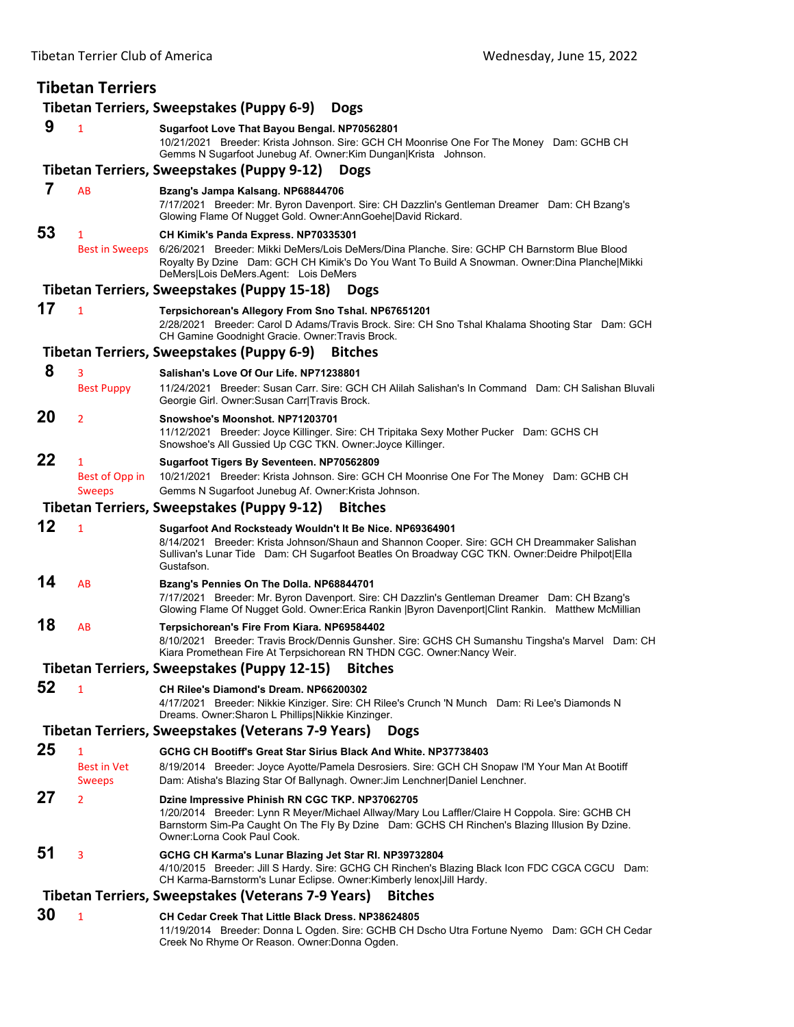# Tibetan Terriers

## Tibetan Terriers, Sweepstakes (Puppy 6-9) Dogs

**9** 1 **Sugarfoot Love That Bayou Bengal. NP70562801**
10/21/2021 Breeder: Krista Johnson. Sire: GCH CH Moonrise One For The Money Dam: GCHB CH Gemms N Sugarfoot Junebug Af. Owner:Kim Dungan|Krista Johnson.

## Tibetan Terriers, Sweepstakes (Puppy 9-12) Dogs

**7** AB **Bzang's Jampa Kalsang. NP68844706**
7/17/2021 Breeder: Mr. Byron Davenport. Sire: CH Dazzlin's Gentleman Dreamer Dam: CH Bzang's Glowing Flame Of Nugget Gold. Owner:AnnGoehe|David Rickard.

**53** 1 Best in Sweeps **CH Kimik's Panda Express. NP70335301**
6/26/2021 Breeder: Mikki DeMers/Lois DeMers/Dina Planche. Sire: GCHP CH Barnstorm Blue Blood Royalty By Dzine Dam: GCH CH Kimik's Do You Want To Build A Snowman. Owner:Dina Planche|Mikki DeMers|Lois DeMers.Agent: Lois DeMers

## Tibetan Terriers, Sweepstakes (Puppy 15-18) Dogs

**17** 1 **Terpsichorean's Allegory From Sno Tshal. NP67651201**
2/28/2021 Breeder: Carol D Adams/Travis Brock. Sire: CH Sno Tshal Khalama Shooting Star Dam: GCH CH Gamine Goodnight Gracie. Owner:Travis Brock.

## Tibetan Terriers, Sweepstakes (Puppy 6-9) Bitches

**8** 3 Best Puppy **Salishan's Love Of Our Life. NP71238801**
11/24/2021 Breeder: Susan Carr. Sire: GCH CH Alilah Salishan's In Command Dam: CH Salishan Bluvali Georgie Girl. Owner:Susan Carr|Travis Brock.

**20** 2 **Snowshoe's Moonshot. NP71203701**
11/12/2021 Breeder: Joyce Killinger. Sire: CH Tripitaka Sexy Mother Pucker Dam: GCHS CH Snowshoe's All Gussied Up CGC TKN. Owner:Joyce Killinger.

**22** 1 Best of Opp in Sweeps **Sugarfoot Tigers By Seventeen. NP70562809**
10/21/2021 Breeder: Krista Johnson. Sire: GCH CH Moonrise One For The Money Dam: GCHB CH Gemms N Sugarfoot Junebug Af. Owner:Krista Johnson.

## Tibetan Terriers, Sweepstakes (Puppy 9-12) Bitches

**12** 1 **Sugarfoot And Rocksteady Wouldn't It Be Nice. NP69364901**
8/14/2021 Breeder: Krista Johnson/Shaun and Shannon Cooper. Sire: GCH CH Dreammaker Salishan Sullivan's Lunar Tide Dam: CH Sugarfoot Beatles On Broadway CGC TKN. Owner:Deidre Philpot|Ella Gustafson.

**14** AB **Bzang's Pennies On The Dolla. NP68844701**
7/17/2021 Breeder: Mr. Byron Davenport. Sire: CH Dazzlin's Gentleman Dreamer Dam: CH Bzang's Glowing Flame Of Nugget Gold. Owner:Erica Rankin |Byron Davenport|Clint Rankin. Matthew McMillian

**18** AB **Terpsichorean's Fire From Kiara. NP69584402**
8/10/2021 Breeder: Travis Brock/Dennis Gunsher. Sire: GCHS CH Sumanshu Tingsha's Marvel Dam: CH Kiara Promethean Fire At Terpsichorean RN THDN CGC. Owner:Nancy Weir.

## Tibetan Terriers, Sweepstakes (Puppy 12-15) Bitches

**52** 1 **CH Rilee's Diamond's Dream. NP66200302**
4/17/2021 Breeder: Nikkie Kinziger. Sire: CH Rilee's Crunch 'N Munch Dam: Ri Lee's Diamonds N Dreams. Owner:Sharon L Phillips|Nikkie Kinzinger.

## Tibetan Terriers, Sweepstakes (Veterans 7-9 Years) Dogs

**25** 1 Best in Vet Sweeps **GCHG CH Bootiff's Great Star Sirius Black And White. NP37738403**
8/19/2014 Breeder: Joyce Ayotte/Pamela Desrosiers. Sire: GCH CH Snopaw I'M Your Man At Bootiff Dam: Atisha's Blazing Star Of Ballynagh. Owner:Jim Lenchner|Daniel Lenchner.

**27** 2 **Dzine Impressive Phinish RN CGC TKP. NP37062705**
1/20/2014 Breeder: Lynn R Meyer/Michael Allway/Mary Lou Laffler/Claire H Coppola. Sire: GCHB CH Barnstorm Sim-Pa Caught On The Fly By Dzine Dam: GCHS CH Rinchen's Blazing Illusion By Dzine. Owner:Lorna Cook Paul Cook.

**51** 3 **GCHG CH Karma's Lunar Blazing Jet Star RI. NP39732804**
4/10/2015 Breeder: Jill S Hardy. Sire: GCHG CH Rinchen's Blazing Black Icon FDC CGCA CGCU Dam: CH Karma-Barnstorm's Lunar Eclipse. Owner:Kimberly lenox|Jill Hardy.

## Tibetan Terriers, Sweepstakes (Veterans 7-9 Years) Bitches

**30** 1 **CH Cedar Creek That Little Black Dress. NP38624805**
11/19/2014 Breeder: Donna L Ogden. Sire: GCHB CH Dscho Utra Fortune Nyemo Dam: GCH CH Cedar Creek No Rhyme Or Reason. Owner:Donna Ogden.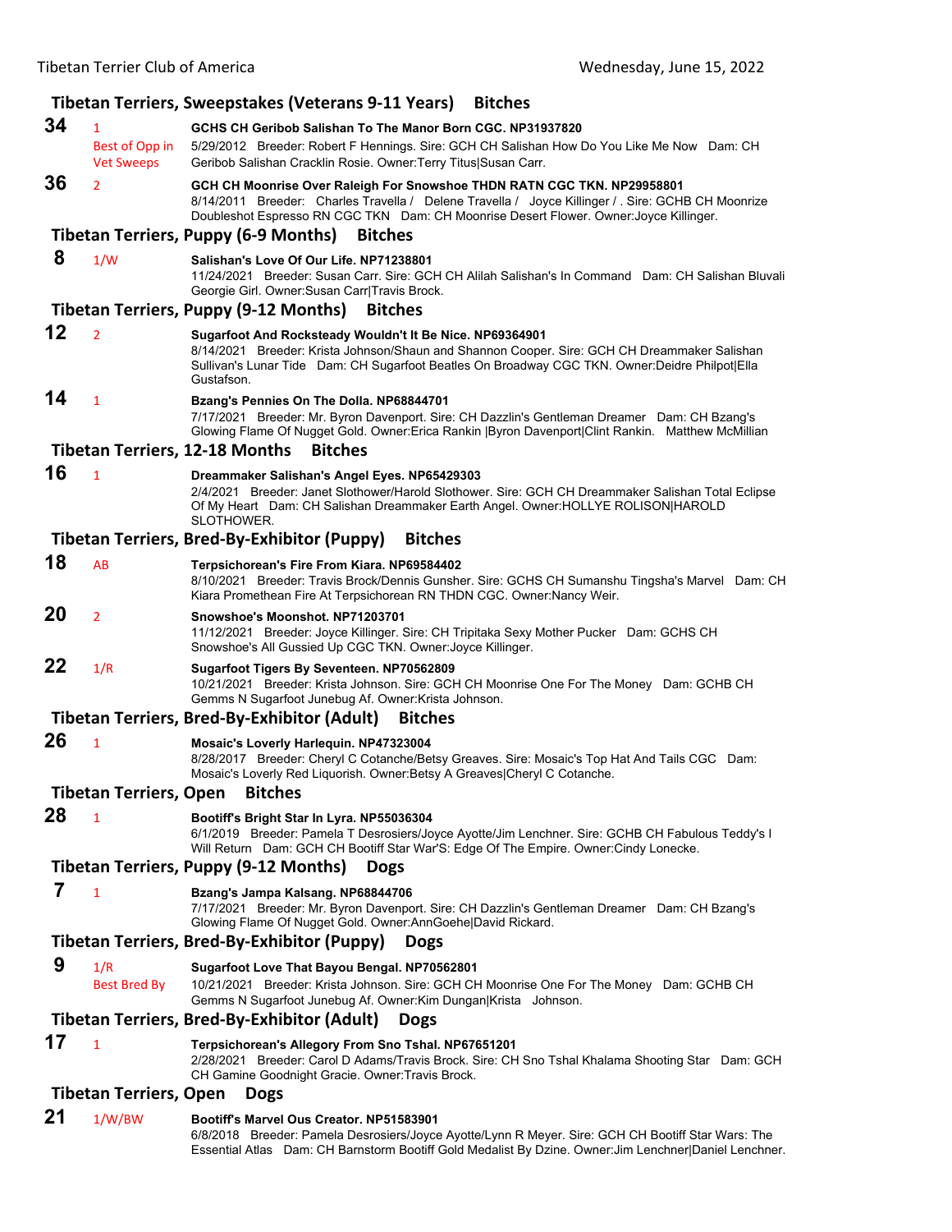## Tibetan Terriers, Sweepstakes (Veterans 9-11 Years) Bitches

**34** 1 Best of Opp in Vet Sweeps
**GCHS CH Geribob Salishan To The Manor Born CGC. NP31937820**
5/29/2012 Breeder: Robert F Hennings. Sire: GCH CH Salishan How Do You Like Me Now Dam: CH Geribob Salishan Cracklin Rosie. Owner:Terry Titus|Susan Carr.

**36** 2
**GCH CH Moonrise Over Raleigh For Snowshoe THDN RATN CGC TKN. NP29958801**
8/14/2011 Breeder: Charles Travella / Delene Travella / Joyce Killinger / . Sire: GCHB CH Moonrize Doubleshot Espresso RN CGC TKN Dam: CH Moonrise Desert Flower. Owner:Joyce Killinger.

## Tibetan Terriers, Puppy (6-9 Months) Bitches

**8** 1/W
**Salishan's Love Of Our Life. NP71238801**
11/24/2021 Breeder: Susan Carr. Sire: GCH CH Alilah Salishan's In Command Dam: CH Salishan Bluvali Georgie Girl. Owner:Susan Carr|Travis Brock.

## Tibetan Terriers, Puppy (9-12 Months) Bitches

**12** 2
**Sugarfoot And Rocksteady Wouldn't It Be Nice. NP69364901**
8/14/2021 Breeder: Krista Johnson/Shaun and Shannon Cooper. Sire: GCH CH Dreammaker Salishan Sullivan's Lunar Tide Dam: CH Sugarfoot Beatles On Broadway CGC TKN. Owner:Deidre Philpot|Ella Gustafson.

**14** 1
**Bzang's Pennies On The Dolla. NP68844701**
7/17/2021 Breeder: Mr. Byron Davenport. Sire: CH Dazzlin's Gentleman Dreamer Dam: CH Bzang's Glowing Flame Of Nugget Gold. Owner:Erica Rankin |Byron Davenport|Clint Rankin. Matthew McMillian

## Tibetan Terriers, 12-18 Months Bitches

**16** 1
**Dreammaker Salishan's Angel Eyes. NP65429303**
2/4/2021 Breeder: Janet Slothower/Harold Slothower. Sire: GCH CH Dreammaker Salishan Total Eclipse Of My Heart Dam: CH Salishan Dreammaker Earth Angel. Owner:HOLLYE ROLISON|HAROLD SLOTHOWER.

## Tibetan Terriers, Bred-By-Exhibitor (Puppy) Bitches

**18** AB
**Terpsichorean's Fire From Kiara. NP69584402**
8/10/2021 Breeder: Travis Brock/Dennis Gunsher. Sire: GCHS CH Sumanshu Tingsha's Marvel Dam: CH Kiara Promethean Fire At Terpsichorean RN THDN CGC. Owner:Nancy Weir.

**20** 2
**Snowshoe's Moonshot. NP71203701**
11/12/2021 Breeder: Joyce Killinger. Sire: CH Tripitaka Sexy Mother Pucker Dam: GCHS CH Snowshoe's All Gussied Up CGC TKN. Owner:Joyce Killinger.

**22** 1/R
**Sugarfoot Tigers By Seventeen. NP70562809**
10/21/2021 Breeder: Krista Johnson. Sire: GCH CH Moonrise One For The Money Dam: GCHB CH Gemms N Sugarfoot Junebug Af. Owner:Krista Johnson.

## Tibetan Terriers, Bred-By-Exhibitor (Adult) Bitches

**26** 1
**Mosaic's Loverly Harlequin. NP47323004**
8/28/2017 Breeder: Cheryl C Cotanche/Betsy Greaves. Sire: Mosaic's Top Hat And Tails CGC Dam: Mosaic's Loverly Red Liquorish. Owner:Betsy A Greaves|Cheryl C Cotanche.

## Tibetan Terriers, Open Bitches

**28** 1
**Bootiff's Bright Star In Lyra. NP55036304**
6/1/2019 Breeder: Pamela T Desrosiers/Joyce Ayotte/Jim Lenchner. Sire: GCHB CH Fabulous Teddy's I Will Return Dam: GCH CH Bootiff Star War'S: Edge Of The Empire. Owner:Cindy Lonecke.

## Tibetan Terriers, Puppy (9-12 Months) Dogs

**7** 1
**Bzang's Jampa Kalsang. NP68844706**
7/17/2021 Breeder: Mr. Byron Davenport. Sire: CH Dazzlin's Gentleman Dreamer Dam: CH Bzang's Glowing Flame Of Nugget Gold. Owner:AnnGoehe|David Rickard.

## Tibetan Terriers, Bred-By-Exhibitor (Puppy) Dogs

**9** 1/R Best Bred By
**Sugarfoot Love That Bayou Bengal. NP70562801**
10/21/2021 Breeder: Krista Johnson. Sire: GCH CH Moonrise One For The Money Dam: GCHB CH Gemms N Sugarfoot Junebug Af. Owner:Kim Dungan|Krista Johnson.

## Tibetan Terriers, Bred-By-Exhibitor (Adult) Dogs

**17** 1
**Terpsichorean's Allegory From Sno Tshal. NP67651201**
2/28/2021 Breeder: Carol D Adams/Travis Brock. Sire: CH Sno Tshal Khalama Shooting Star Dam: GCH CH Gamine Goodnight Gracie. Owner:Travis Brock.

## Tibetan Terriers, Open Dogs

**21** 1/W/BW
**Bootiff's Marvel Ous Creator. NP51583901**
6/8/2018 Breeder: Pamela Desrosiers/Joyce Ayotte/Lynn R Meyer. Sire: GCH CH Bootiff Star Wars: The Essential Atlas Dam: CH Barnstorm Bootiff Gold Medalist By Dzine. Owner:Jim Lenchner|Daniel Lenchner.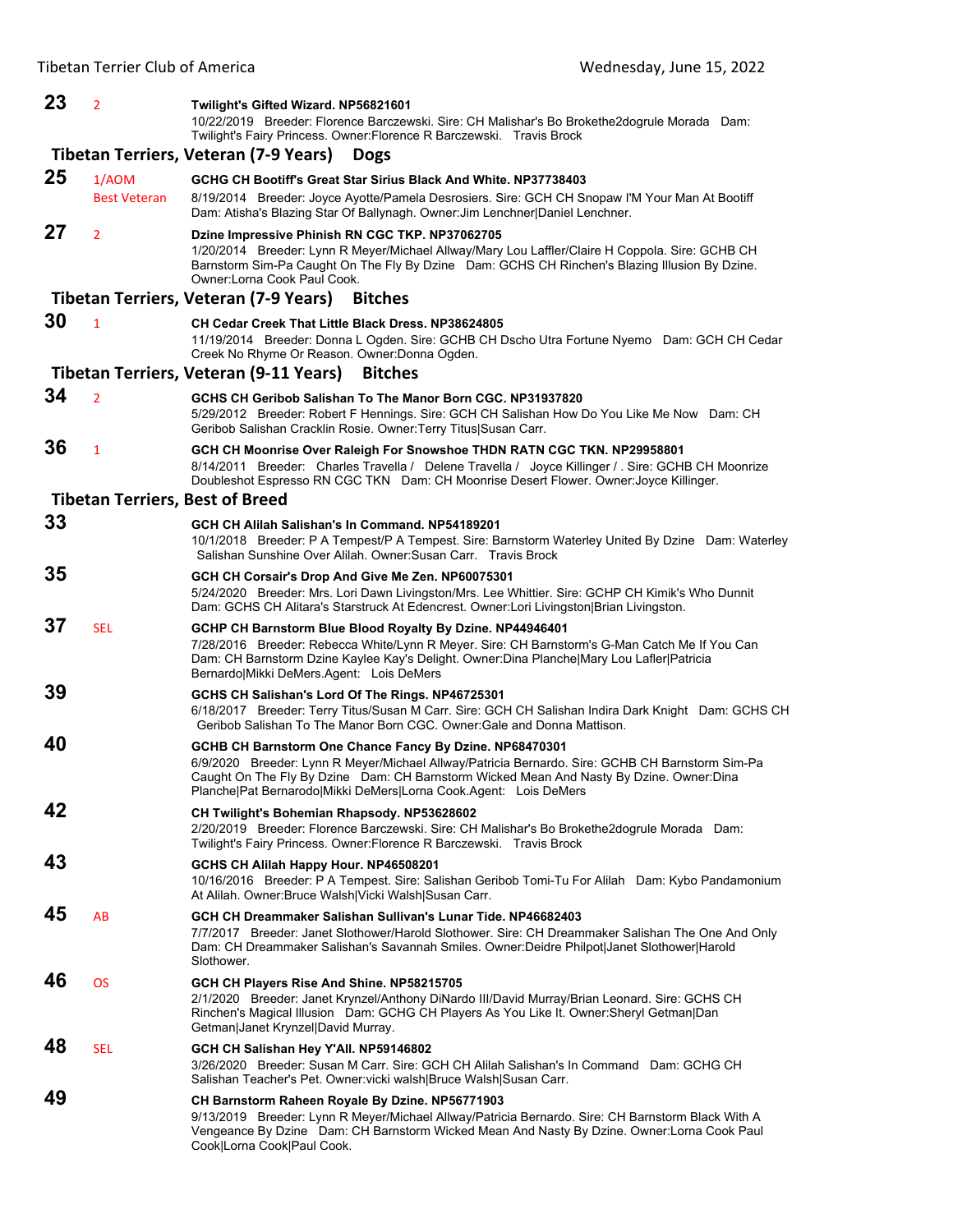**23** 2 **Twilight's Gifted Wizard. NP56821601**
10/22/2019 Breeder: Florence Barczewski. Sire: CH Malishar's Bo Brokethe2dogrule Morada Dam: Twilight's Fairy Princess. Owner:Florence R Barczewski. Travis Brock

## Tibetan Terriers, Veteran (7-9 Years) Dogs

**25** 1/AOM Best Veteran **GCHG CH Bootiff's Great Star Sirius Black And White. NP37738403**
8/19/2014 Breeder: Joyce Ayotte/Pamela Desrosiers. Sire: GCH CH Snopaw I'M Your Man At Bootiff Dam: Atisha's Blazing Star Of Ballynagh. Owner:Jim Lenchner|Daniel Lenchner.

**27** 2 **Dzine Impressive Phinish RN CGC TKP. NP37062705**
1/20/2014 Breeder: Lynn R Meyer/Michael Allway/Mary Lou Laffler/Claire H Coppola. Sire: GCHB CH Barnstorm Sim-Pa Caught On The Fly By Dzine Dam: GCHS CH Rinchen's Blazing Illusion By Dzine. Owner:Lorna Cook Paul Cook.

## Tibetan Terriers, Veteran (7-9 Years) Bitches

**30** 1 **CH Cedar Creek That Little Black Dress. NP38624805**
11/19/2014 Breeder: Donna L Ogden. Sire: GCHB CH Dscho Utra Fortune Nyemo Dam: GCH CH Cedar Creek No Rhyme Or Reason. Owner:Donna Ogden.

## Tibetan Terriers, Veteran (9-11 Years) Bitches

**34** 2 **GCHS CH Geribob Salishan To The Manor Born CGC. NP31937820**
5/29/2012 Breeder: Robert F Hennings. Sire: GCH CH Salishan How Do You Like Me Now Dam: CH Geribob Salishan Cracklin Rosie. Owner:Terry Titus|Susan Carr.

**36** 1 **GCH CH Moonrise Over Raleigh For Snowshoe THDN RATN CGC TKN. NP29958801**
8/14/2011 Breeder: Charles Travella / Delene Travella / Joyce Killinger / . Sire: GCHB CH Moonrize Doubleshot Espresso RN CGC TKN Dam: CH Moonrise Desert Flower. Owner:Joyce Killinger.

## Tibetan Terriers, Best of Breed

**33** **GCH CH Alilah Salishan's In Command. NP54189201**
10/1/2018 Breeder: P A Tempest/P A Tempest. Sire: Barnstorm Waterley United By Dzine Dam: Waterley Salishan Sunshine Over Alilah. Owner:Susan Carr. Travis Brock

**35** **GCH CH Corsair's Drop And Give Me Zen. NP60075301**
5/24/2020 Breeder: Mrs. Lori Dawn Livingston/Mrs. Lee Whittier. Sire: GCHP CH Kimik's Who Dunnit Dam: GCHS CH Alitara's Starstruck At Edencrest. Owner:Lori Livingston|Brian Livingston.

**37** SEL **GCHP CH Barnstorm Blue Blood Royalty By Dzine. NP44946401**
7/28/2016 Breeder: Rebecca White/Lynn R Meyer. Sire: CH Barnstorm's G-Man Catch Me If You Can Dam: CH Barnstorm Dzine Kaylee Kay's Delight. Owner:Dina Planche|Mary Lou Lafler|Patricia Bernardo|Mikki DeMers.Agent: Lois DeMers

**39** **GCHS CH Salishan's Lord Of The Rings. NP46725301**
6/18/2017 Breeder: Terry Titus/Susan M Carr. Sire: GCH CH Salishan Indira Dark Knight Dam: GCHS CH Geribob Salishan To The Manor Born CGC. Owner:Gale and Donna Mattison.

**40** **GCHB CH Barnstorm One Chance Fancy By Dzine. NP68470301**
6/9/2020 Breeder: Lynn R Meyer/Michael Allway/Patricia Bernardo. Sire: GCHB CH Barnstorm Sim-Pa Caught On The Fly By Dzine Dam: CH Barnstorm Wicked Mean And Nasty By Dzine. Owner:Dina Planche|Pat Bernarodo|Mikki DeMers|Lorna Cook.Agent: Lois DeMers

**42** **CH Twilight's Bohemian Rhapsody. NP53628602**
2/20/2019 Breeder: Florence Barczewski. Sire: CH Malishar's Bo Brokethe2dogrule Morada Dam: Twilight's Fairy Princess. Owner:Florence R Barczewski. Travis Brock

**43** **GCHS CH Alilah Happy Hour. NP46508201**
10/16/2016 Breeder: P A Tempest. Sire: Salishan Geribob Tomi-Tu For Alilah Dam: Kybo Pandamonium At Alilah. Owner:Bruce Walsh|Vicki Walsh|Susan Carr.

**45** AB **GCH CH Dreammaker Salishan Sullivan's Lunar Tide. NP46682403**
7/7/2017 Breeder: Janet Slothower/Harold Slothower. Sire: CH Dreammaker Salishan The One And Only Dam: CH Dreammaker Salishan's Savannah Smiles. Owner:Deidre Philpot|Janet Slothower|Harold Slothower.

**46** OS **GCH CH Players Rise And Shine. NP58215705**
2/1/2020 Breeder: Janet Krynzel/Anthony DiNardo III/David Murray/Brian Leonard. Sire: GCHS CH Rinchen's Magical Illusion Dam: GCHG CH Players As You Like It. Owner:Sheryl Getman|Dan Getman|Janet Krynzel|David Murray.

**48** SEL **GCH CH Salishan Hey Y'All. NP59146802**
3/26/2020 Breeder: Susan M Carr. Sire: GCH CH Alilah Salishan's In Command Dam: GCHG CH Salishan Teacher's Pet. Owner:vicki walsh|Bruce Walsh|Susan Carr.

**49** **CH Barnstorm Raheen Royale By Dzine. NP56771903**
9/13/2019 Breeder: Lynn R Meyer/Michael Allway/Patricia Bernardo. Sire: CH Barnstorm Black With A Vengeance By Dzine Dam: CH Barnstorm Wicked Mean And Nasty By Dzine. Owner:Lorna Cook Paul Cook|Lorna Cook|Paul Cook.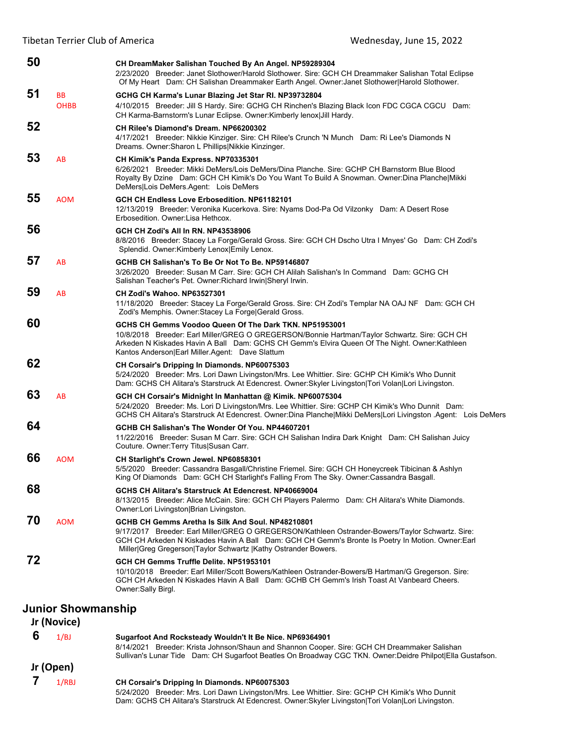**50** — **CH DreamMaker Salishan Touched By An Angel. NP59289304**
2/23/2020 Breeder: Janet Slothower/Harold Slothower. Sire: GCH CH Dreammaker Salishan Total Eclipse Of My Heart Dam: CH Salishan Dreammaker Earth Angel. Owner:Janet Slothower|Harold Slothower.

**51** BB OHBB — **GCHG CH Karma's Lunar Blazing Jet Star RI. NP39732804**
4/10/2015 Breeder: Jill S Hardy. Sire: GCHG CH Rinchen's Blazing Black Icon FDC CGCA CGCU Dam: CH Karma-Barnstorm's Lunar Eclipse. Owner:Kimberly lenox|Jill Hardy.

**52** — **CH Rilee's Diamond's Dream. NP66200302**
4/17/2021 Breeder: Nikkie Kinziger. Sire: CH Rilee's Crunch 'N Munch Dam: Ri Lee's Diamonds N Dreams. Owner:Sharon L Phillips|Nikkie Kinzinger.

**53** AB — **CH Kimik's Panda Express. NP70335301**
6/26/2021 Breeder: Mikki DeMers/Lois DeMers/Dina Planche. Sire: GCHP CH Barnstorm Blue Blood Royalty By Dzine Dam: GCH CH Kimik's Do You Want To Build A Snowman. Owner:Dina Planche|Mikki DeMers|Lois DeMers.Agent: Lois DeMers

**55** AOM — **GCH CH Endless Love Erbosedition. NP61182101**
12/13/2019 Breeder: Veronika Kucerkova. Sire: Nyams Dod-Pa Od Vilzonky Dam: A Desert Rose Erbosedition. Owner:Lisa Hethcox.

**56** — **GCH CH Zodi's All In RN. NP43538906**
8/8/2016 Breeder: Stacey La Forge/Gerald Gross. Sire: GCH CH Dscho Utra I Mnyes' Go Dam: CH Zodi's Splendid. Owner:Kimberly Lenox|Emily Lenox.

**57** AB — **GCHB CH Salishan's To Be Or Not To Be. NP59146807**
3/26/2020 Breeder: Susan M Carr. Sire: GCH CH Alilah Salishan's In Command Dam: GCHG CH Salishan Teacher's Pet. Owner:Richard Irwin|Sheryl Irwin.

**59** AB — **CH Zodi's Wahoo. NP63527301**
11/18/2020 Breeder: Stacey La Forge/Gerald Gross. Sire: CH Zodi's Templar NA OAJ NF Dam: GCH CH Zodi's Memphis. Owner:Stacey La Forge|Gerald Gross.

**60** — **GCHS CH Gemms Voodoo Queen Of The Dark TKN. NP51953001**
10/8/2018 Breeder: Earl Miller/GREG O GREGERSON/Bonnie Hartman/Taylor Schwartz. Sire: GCH CH Arkeden N Kiskades Havin A Ball Dam: GCHS CH Gemm's Elvira Queen Of The Night. Owner:Kathleen Kantos Anderson|Earl Miller.Agent: Dave Slattum

**62** — **CH Corsair's Dripping In Diamonds. NP60075303**
5/24/2020 Breeder: Mrs. Lori Dawn Livingston/Mrs. Lee Whittier. Sire: GCHP CH Kimik's Who Dunnit Dam: GCHS CH Alitara's Starstruck At Edencrest. Owner:Skyler Livingston|Tori Volan|Lori Livingston.

**63** AB — **GCH CH Corsair's Midnight In Manhattan @ Kimik. NP60075304**
5/24/2020 Breeder: Ms. Lori D Livingston/Mrs. Lee Whittier. Sire: GCHP CH Kimik's Who Dunnit Dam: GCHS CH Alitara's Starstruck At Edencrest. Owner:Dina Planche|Mikki DeMers|Lori Livingston .Agent: Lois DeMers

**64** — **GCHB CH Salishan's The Wonder Of You. NP44607201**
11/22/2016 Breeder: Susan M Carr. Sire: GCH CH Salishan Indira Dark Knight Dam: CH Salishan Juicy Couture. Owner:Terry Titus|Susan Carr.

**66** AOM — **CH Starlight's Crown Jewel. NP60858301**
5/5/2020 Breeder: Cassandra Basgall/Christine Friemel. Sire: GCH CH Honeycreek Tibicinan & Ashlyn King Of Diamonds Dam: GCH CH Starlight's Falling From The Sky. Owner:Cassandra Basgall.

**68** — **GCHS CH Alitara's Starstruck At Edencrest. NP40669004**
8/13/2015 Breeder: Alice McCain. Sire: GCH CH Players Palermo Dam: CH Alitara's White Diamonds. Owner:Lori Livingston|Brian Livingston.

**70** AOM — **GCHB CH Gemms Aretha Is Silk And Soul. NP48210801**
9/17/2017 Breeder: Earl Miller/GREG O GREGERSON/Kathleen Ostrander-Bowers/Taylor Schwartz. Sire: GCH CH Arkeden N Kiskades Havin A Ball Dam: GCH CH Gemm's Bronte Is Poetry In Motion. Owner:Earl Miller|Greg Gregerson|Taylor Schwartz |Kathy Ostrander Bowers.

**72** — **GCH CH Gemms Truffle Delite. NP51953101**
10/10/2018 Breeder: Earl Miller/Scott Bowers/Kathleen Ostrander-Bowers/B Hartman/G Gregerson. Sire: GCH CH Arkeden N Kiskades Havin A Ball Dam: GCHB CH Gemm's Irish Toast At Vanbeard Cheers. Owner:Sally Birgl.

## Junior Showmanship

### Jr (Novice)

**6** 1/BJ — **Sugarfoot And Rocksteady Wouldn't It Be Nice. NP69364901**
8/14/2021 Breeder: Krista Johnson/Shaun and Shannon Cooper. Sire: GCH CH Dreammaker Salishan Sullivan's Lunar Tide Dam: CH Sugarfoot Beatles On Broadway CGC TKN. Owner:Deidre Philpot|Ella Gustafson.

### Jr (Open)

**7** 1/RBJ — **CH Corsair's Dripping In Diamonds. NP60075303**
5/24/2020 Breeder: Mrs. Lori Dawn Livingston/Mrs. Lee Whittier. Sire: GCHP CH Kimik's Who Dunnit Dam: GCHS CH Alitara's Starstruck At Edencrest. Owner:Skyler Livingston|Tori Volan|Lori Livingston.